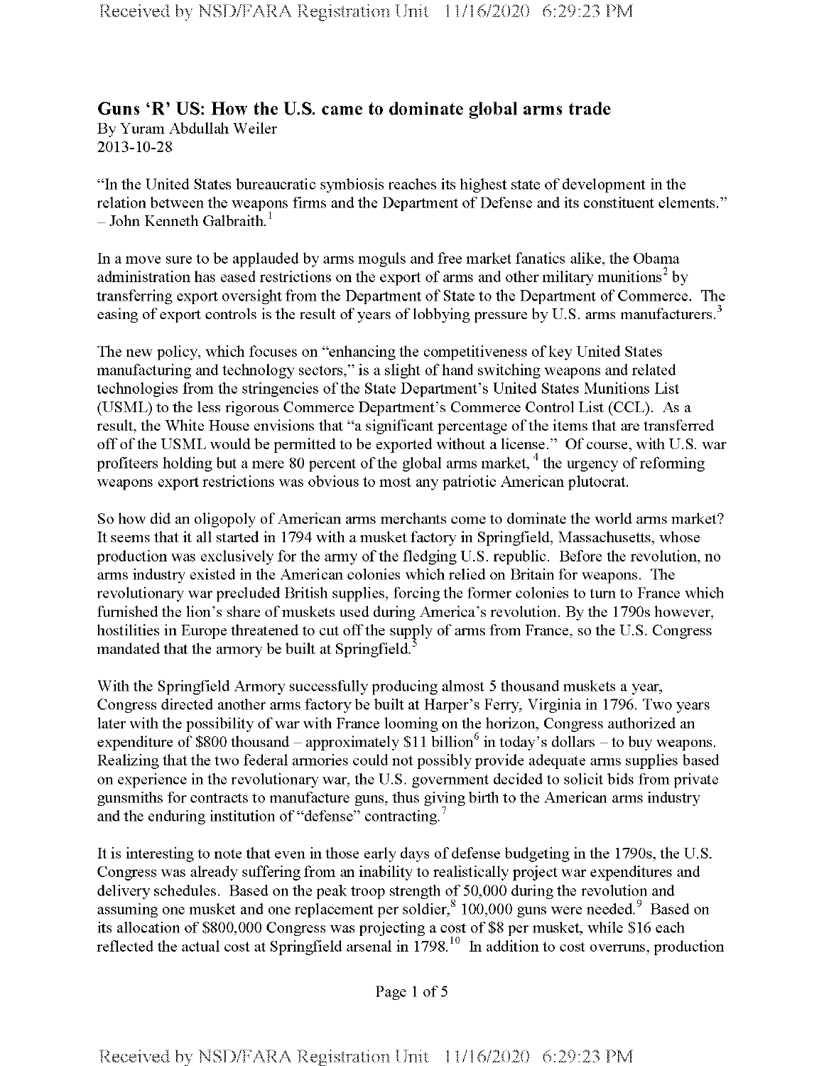## Guns 'R' US: How the U.S. came to dominate global arms trade

By Yuram Abdullah Weiler
2013-10-28

"In the United States bureaucratic symbiosis reaches its highest state of development in the relation between the weapons firms and the Department of Defense and its constituent elements." – John Kenneth Galbraith.[1]

In a move sure to be applauded by arms moguls and free market fanatics alike, the Obama administration has eased restrictions on the export of arms and other military munitions[2] by transferring export oversight from the Department of State to the Department of Commerce. The easing of export controls is the result of years of lobbying pressure by U.S. arms manufacturers.[3]

The new policy, which focuses on "enhancing the competitiveness of key United States manufacturing and technology sectors," is a slight of hand switching weapons and related technologies from the stringencies of the State Department's United States Munitions List (USML) to the less rigorous Commerce Department's Commerce Control List (CCL). As a result, the White House envisions that "a significant percentage of the items that are transferred off of the USML would be permitted to be exported without a license." Of course, with U.S. war profiteers holding but a mere 80 percent of the global arms market,[4] the urgency of reforming weapons export restrictions was obvious to most any patriotic American plutocrat.

So how did an oligopoly of American arms merchants come to dominate the world arms market? It seems that it all started in 1794 with a musket factory in Springfield, Massachusetts, whose production was exclusively for the army of the fledging U.S. republic. Before the revolution, no arms industry existed in the American colonies which relied on Britain for weapons. The revolutionary war precluded British supplies, forcing the former colonies to turn to France which furnished the lion's share of muskets used during America's revolution. By the 1790s however, hostilities in Europe threatened to cut off the supply of arms from France, so the U.S. Congress mandated that the armory be built at Springfield.[5]

With the Springfield Armory successfully producing almost 5 thousand muskets a year, Congress directed another arms factory be built at Harper's Ferry, Virginia in 1796. Two years later with the possibility of war with France looming on the horizon, Congress authorized an expenditure of \$800 thousand – approximately \$11 billion[6] in today's dollars – to buy weapons. Realizing that the two federal armories could not possibly provide adequate arms supplies based on experience in the revolutionary war, the U.S. government decided to solicit bids from private gunsmiths for contracts to manufacture guns, thus giving birth to the American arms industry and the enduring institution of "defense" contracting.[7]

It is interesting to note that even in those early days of defense budgeting in the 1790s, the U.S. Congress was already suffering from an inability to realistically project war expenditures and delivery schedules. Based on the peak troop strength of 50,000 during the revolution and assuming one musket and one replacement per soldier,[8] 100,000 guns were needed.[9] Based on its allocation of \$800,000 Congress was projecting a cost of \$8 per musket, while \$16 each reflected the actual cost at Springfield arsenal in 1798.[10] In addition to cost overruns, production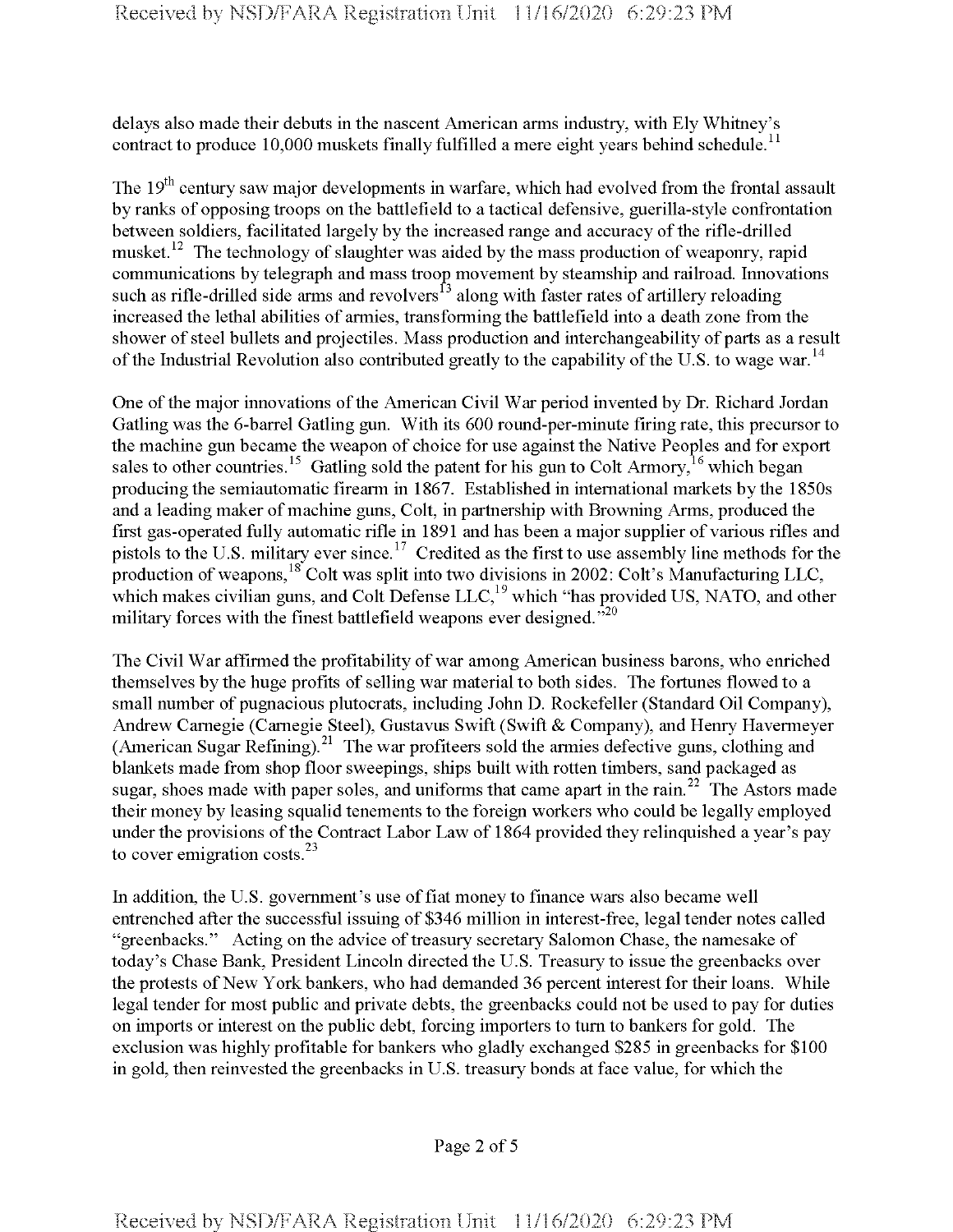delays also made their debuts in the nascent American arms industry, with Ely Whitney's contract to produce 10,000 muskets finally fulfilled a mere eight years behind schedule.[11]

The 19th century saw major developments in warfare, which had evolved from the frontal assault by ranks of opposing troops on the battlefield to a tactical defensive, guerilla-style confrontation between soldiers, facilitated largely by the increased range and accuracy of the rifle-drilled musket.[12] The technology of slaughter was aided by the mass production of weaponry, rapid communications by telegraph and mass troop movement by steamship and railroad. Innovations such as rifle-drilled side arms and revolvers[13] along with faster rates of artillery reloading increased the lethal abilities of armies, transforming the battlefield into a death zone from the shower of steel bullets and projectiles. Mass production and interchangeability of parts as a result of the Industrial Revolution also contributed greatly to the capability of the U.S. to wage war.[14]

One of the major innovations of the American Civil War period invented by Dr. Richard Jordan Gatling was the 6-barrel Gatling gun. With its 600 round-per-minute firing rate, this precursor to the machine gun became the weapon of choice for use against the Native Peoples and for export sales to other countries.[15] Gatling sold the patent for his gun to Colt Armory,[16] which began producing the semiautomatic firearm in 1867. Established in international markets by the 1850s and a leading maker of machine guns, Colt, in partnership with Browning Arms, produced the first gas-operated fully automatic rifle in 1891 and has been a major supplier of various rifles and pistols to the U.S. military ever since.[17] Credited as the first to use assembly line methods for the production of weapons,[18] Colt was split into two divisions in 2002: Colt's Manufacturing LLC, which makes civilian guns, and Colt Defense LLC,[19] which "has provided US, NATO, and other military forces with the finest battlefield weapons ever designed."[20]

The Civil War affirmed the profitability of war among American business barons, who enriched themselves by the huge profits of selling war material to both sides. The fortunes flowed to a small number of pugnacious plutocrats, including John D. Rockefeller (Standard Oil Company), Andrew Carnegie (Carnegie Steel), Gustavus Swift (Swift & Company), and Henry Havermeyer (American Sugar Refining).[21] The war profiteers sold the armies defective guns, clothing and blankets made from shop floor sweepings, ships built with rotten timbers, sand packaged as sugar, shoes made with paper soles, and uniforms that came apart in the rain.[22] The Astors made their money by leasing squalid tenements to the foreign workers who could be legally employed under the provisions of the Contract Labor Law of 1864 provided they relinquished a year's pay to cover emigration costs.[23]

In addition, the U.S. government's use of fiat money to finance wars also became well entrenched after the successful issuing of $346 million in interest-free, legal tender notes called "greenbacks." Acting on the advice of treasury secretary Salomon Chase, the namesake of today's Chase Bank, President Lincoln directed the U.S. Treasury to issue the greenbacks over the protests of New York bankers, who had demanded 36 percent interest for their loans. While legal tender for most public and private debts, the greenbacks could not be used to pay for duties on imports or interest on the public debt, forcing importers to turn to bankers for gold. The exclusion was highly profitable for bankers who gladly exchanged $285 in greenbacks for $100 in gold, then reinvested the greenbacks in U.S. treasury bonds at face value, for which the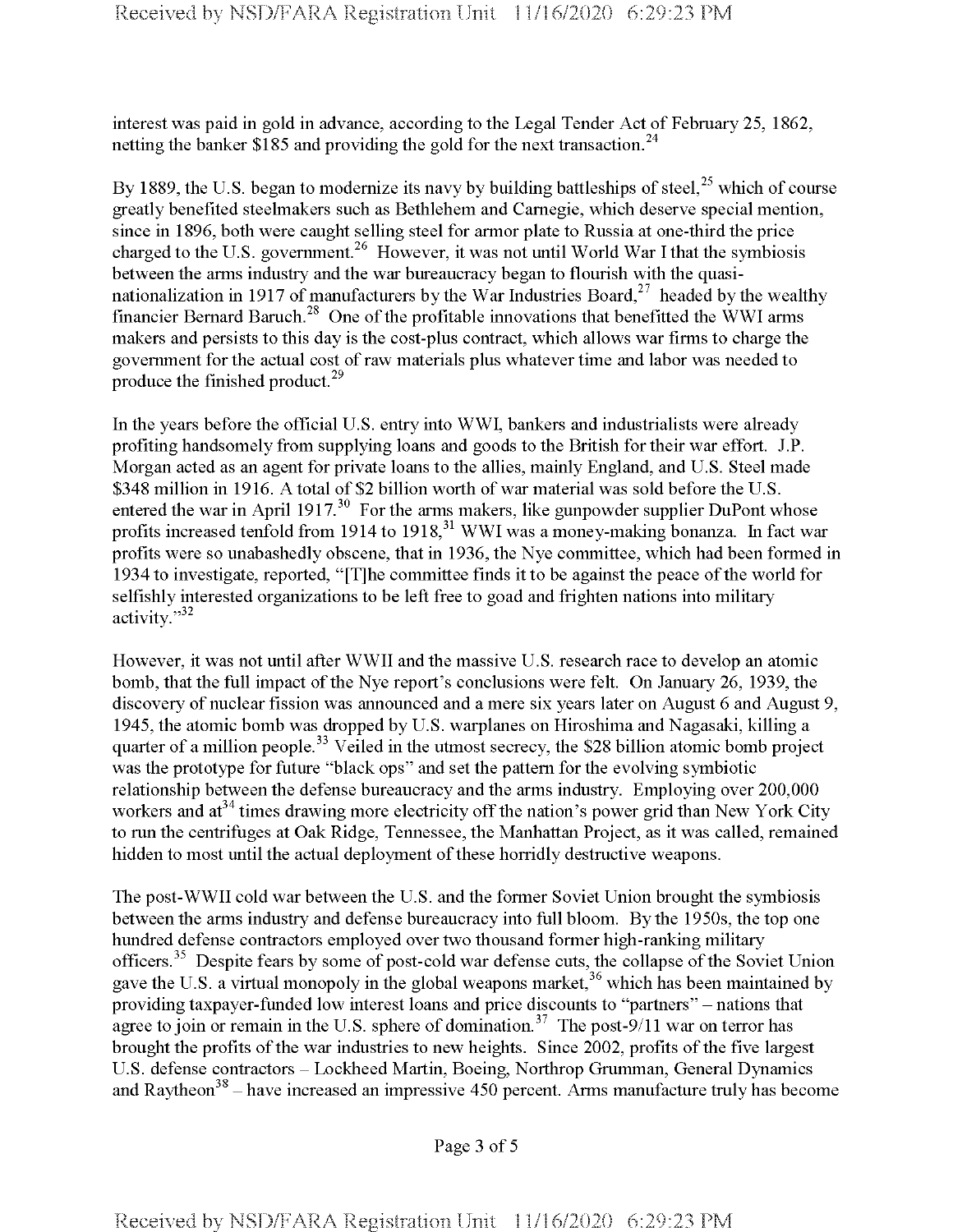interest was paid in gold in advance, according to the Legal Tender Act of February 25, 1862, netting the banker $185 and providing the gold for the next transaction.[24]

By 1889, the U.S. began to modernize its navy by building battleships of steel,[25] which of course greatly benefited steelmakers such as Bethlehem and Carnegie, which deserve special mention, since in 1896, both were caught selling steel for armor plate to Russia at one-third the price charged to the U.S. government.[26] However, it was not until World War I that the symbiosis between the arms industry and the war bureaucracy began to flourish with the quasi-nationalization in 1917 of manufacturers by the War Industries Board,[27] headed by the wealthy financier Bernard Baruch.[28] One of the profitable innovations that benefitted the WWI arms makers and persists to this day is the cost-plus contract, which allows war firms to charge the government for the actual cost of raw materials plus whatever time and labor was needed to produce the finished product.[29]

In the years before the official U.S. entry into WWI, bankers and industrialists were already profiting handsomely from supplying loans and goods to the British for their war effort. J.P. Morgan acted as an agent for private loans to the allies, mainly England, and U.S. Steel made $348 million in 1916. A total of $2 billion worth of war material was sold before the U.S. entered the war in April 1917.[30] For the arms makers, like gunpowder supplier DuPont whose profits increased tenfold from 1914 to 1918,[31] WWI was a money-making bonanza. In fact war profits were so unabashedly obscene, that in 1936, the Nye committee, which had been formed in 1934 to investigate, reported, "[T]he committee finds it to be against the peace of the world for selfishly interested organizations to be left free to goad and frighten nations into military activity."[32]

However, it was not until after WWII and the massive U.S. research race to develop an atomic bomb, that the full impact of the Nye report's conclusions were felt. On January 26, 1939, the discovery of nuclear fission was announced and a mere six years later on August 6 and August 9, 1945, the atomic bomb was dropped by U.S. warplanes on Hiroshima and Nagasaki, killing a quarter of a million people.[33] Veiled in the utmost secrecy, the $28 billion atomic bomb project was the prototype for future "black ops" and set the pattern for the evolving symbiotic relationship between the defense bureaucracy and the arms industry. Employing over 200,000 workers and at[34] times drawing more electricity off the nation's power grid than New York City to run the centrifuges at Oak Ridge, Tennessee, the Manhattan Project, as it was called, remained hidden to most until the actual deployment of these horridly destructive weapons.

The post-WWII cold war between the U.S. and the former Soviet Union brought the symbiosis between the arms industry and defense bureaucracy into full bloom. By the 1950s, the top one hundred defense contractors employed over two thousand former high-ranking military officers.[35] Despite fears by some of post-cold war defense cuts, the collapse of the Soviet Union gave the U.S. a virtual monopoly in the global weapons market,[36] which has been maintained by providing taxpayer-funded low interest loans and price discounts to "partners" – nations that agree to join or remain in the U.S. sphere of domination.[37] The post-9/11 war on terror has brought the profits of the war industries to new heights. Since 2002, profits of the five largest U.S. defense contractors – Lockheed Martin, Boeing, Northrop Grumman, General Dynamics and Raytheon[38] – have increased an impressive 450 percent. Arms manufacture truly has become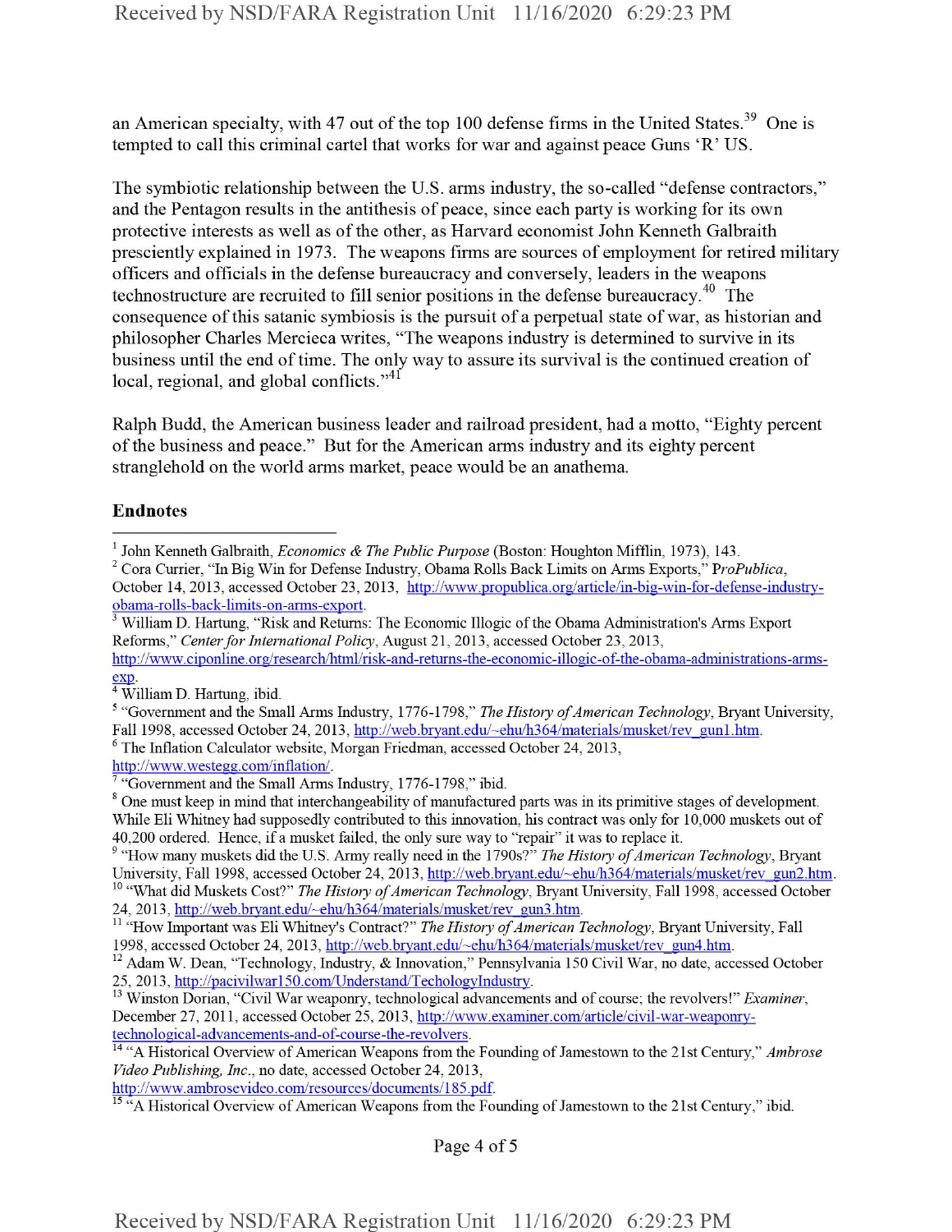an American specialty, with 47 out of the top 100 defense firms in the United States.[39] One is tempted to call this criminal cartel that works for war and against peace Guns 'R' US.

The symbiotic relationship between the U.S. arms industry, the so-called "defense contractors," and the Pentagon results in the antithesis of peace, since each party is working for its own protective interests as well as of the other, as Harvard economist John Kenneth Galbraith presciently explained in 1973. The weapons firms are sources of employment for retired military officers and officials in the defense bureaucracy and conversely, leaders in the weapons technostructure are recruited to fill senior positions in the defense bureaucracy.[40] The consequence of this satanic symbiosis is the pursuit of a perpetual state of war, as historian and philosopher Charles Mercieca writes, "The weapons industry is determined to survive in its business until the end of time. The only way to assure its survival is the continued creation of local, regional, and global conflicts."[41]

Ralph Budd, the American business leader and railroad president, had a motto, "Eighty percent of the business and peace." But for the American arms industry and its eighty percent stranglehold on the world arms market, peace would be an anathema.

## Endnotes

---

[1] John Kenneth Galbraith, *Economics & The Public Purpose* (Boston: Houghton Mifflin, 1973), 143.

[2] Cora Currier, "In Big Win for Defense Industry, Obama Rolls Back Limits on Arms Exports," *ProPublica*, October 14, 2013, accessed October 23, 2013, http://www.propublica.org/article/in-big-win-for-defense-industry-obama-rolls-back-limits-on-arms-export.

[3] William D. Hartung, "Risk and Returns: The Economic Illogic of the Obama Administration's Arms Export Reforms," *Center for International Policy*, August 21, 2013, accessed October 23, 2013, http://www.ciponline.org/research/html/risk-and-returns-the-economic-illogic-of-the-obama-administrations-arms-exp.

[4] William D. Hartung, ibid.

[5] "Government and the Small Arms Industry, 1776-1798," *The History of American Technology*, Bryant University, Fall 1998, accessed October 24, 2013, http://web.bryant.edu/~ehu/h364/materials/musket/rev_gun1.htm.

[6] The Inflation Calculator website, Morgan Friedman, accessed October 24, 2013, http://www.westegg.com/inflation/.

[7] "Government and the Small Arms Industry, 1776-1798," ibid.

[8] One must keep in mind that interchangeability of manufactured parts was in its primitive stages of development. While Eli Whitney had supposedly contributed to this innovation, his contract was only for 10,000 muskets out of 40,200 ordered. Hence, if a musket failed, the only sure way to "repair" it was to replace it.

[9] "How many muskets did the U.S. Army really need in the 1790s?" *The History of American Technology*, Bryant University, Fall 1998, accessed October 24, 2013, http://web.bryant.edu/~ehu/h364/materials/musket/rev_gun2.htm.

[10] "What did Muskets Cost?" *The History of American Technology*, Bryant University, Fall 1998, accessed October 24, 2013, http://web.bryant.edu/~ehu/h364/materials/musket/rev_gun3.htm.

[11] "How Important was Eli Whitney's Contract?" *The History of American Technology*, Bryant University, Fall 1998, accessed October 24, 2013, http://web.bryant.edu/~ehu/h364/materials/musket/rev_gun4.htm.

[12] Adam W. Dean, "Technology, Industry, & Innovation," Pennsylvania 150 Civil War, no date, accessed October 25, 2013, http://pacivilwar150.com/Understand/TechologyIndustry.

[13] Winston Dorian, "Civil War weaponry, technological advancements and of course; the revolvers!" *Examiner*, December 27, 2011, accessed October 25, 2013, http://www.examiner.com/article/civil-war-weaponry-technological-advancements-and-of-course-the-revolvers.

[14] "A Historical Overview of American Weapons from the Founding of Jamestown to the 21st Century," *Ambrose Video Publishing, Inc.*, no date, accessed October 24, 2013, http://www.ambrosevideo.com/resources/documents/185.pdf.

[15] "A Historical Overview of American Weapons from the Founding of Jamestown to the 21st Century," ibid.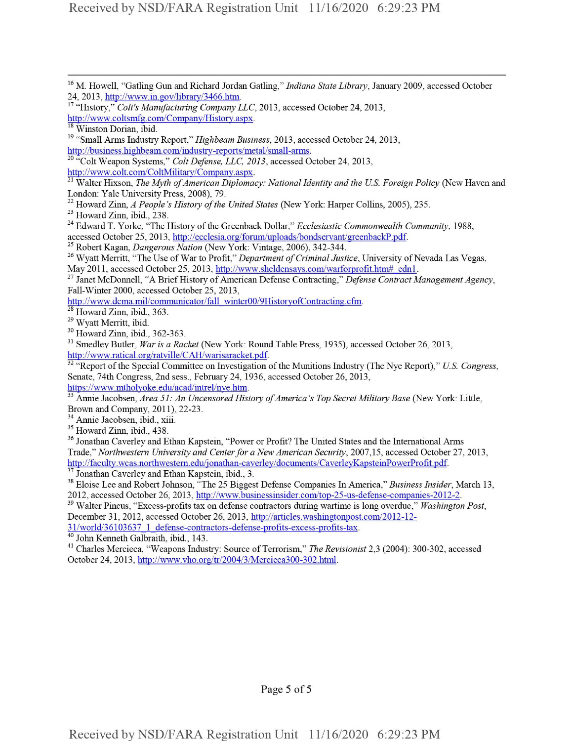[16] M. Howell, "Gatling Gun and Richard Jordan Gatling," *Indiana State Library*, January 2009, accessed October 24, 2013, http://www.in.gov/library/3466.htm.

[17] "History," *Colt's Manufacturing Company LLC*, 2013, accessed October 24, 2013, http://www.coltsmfg.com/Company/History.aspx.

[18] Winston Dorian, ibid.

[19] "Small Arms Industry Report," *Highbeam Business*, 2013, accessed October 24, 2013, http://business.highbeam.com/industry-reports/metal/small-arms.

[20] "Colt Weapon Systems," *Colt Defense, LLC, 2013*, accessed October 24, 2013, http://www.colt.com/ColtMilitary/Company.aspx.

[21] Walter Hixson, *The Myth of American Diplomacy: National Identity and the U.S. Foreign Policy* (New Haven and London: Yale University Press, 2008), 79.

[22] Howard Zinn, *A People's History of the United States* (New York: Harper Collins, 2005), 235.

[23] Howard Zinn, ibid., 238.

[24] Edward T. Yorke, "The History of the Greenback Dollar," *Ecclesiastic Commonwealth Community*, 1988, accessed October 25, 2013, http://ecclesia.org/forum/uploads/bondservant/greenbackP.pdf.

[25] Robert Kagan, *Dangerous Nation* (New York: Vintage, 2006), 342-344.

[26] Wyatt Merritt, "The Use of War to Profit," *Department of Criminal Justice*, University of Nevada Las Vegas, May 2011, accessed October 25, 2013, http://www.sheldensays.com/warforprofit.htm#_edn1.

[27] Janet McDonnell, "A Brief History of American Defense Contracting," *Defense Contract Management Agency*, Fall-Winter 2000, accessed October 25, 2013, http://www.dcma.mil/communicator/fall_winter00/9HistoryofContracting.cfm.

[28] Howard Zinn, ibid., 363.

[29] Wyatt Merritt, ibid.

[30] Howard Zinn, ibid., 362-363.

[31] Smedley Butler, *War is a Racket* (New York: Round Table Press, 1935), accessed October 26, 2013, http://www.ratical.org/ratville/CAH/warisaracket.pdf.

[32] "Report of the Special Committee on Investigation of the Munitions Industry (The Nye Report)," *U.S. Congress*, Senate, 74th Congress, 2nd sess., February 24, 1936, accessed October 26, 2013, https://www.mtholyoke.edu/acad/intrel/nye.htm.

[33] Annie Jacobsen, *Area 51: An Uncensored History of America's Top Secret Military Base* (New York: Little, Brown and Company, 2011), 22-23.

[34] Annie Jacobsen, ibid., xiii.

[35] Howard Zinn, ibid., 438.

[36] Jonathan Caverley and Ethan Kapstein, "Power or Profit? The United States and the International Arms Trade," *Northwestern University and Center for a New American Security*, 2007,15, accessed October 27, 2013, http://faculty.wcas.northwestern.edu/jonathan-caverley/documents/CaverleyKapsteinPowerProfit.pdf.

[37] Jonathan Caverley and Ethan Kapstein, ibid., 3.

[38] Eloise Lee and Robert Johnson, "The 25 Biggest Defense Companies In America," *Business Insider*, March 13, 2012, accessed October 26, 2013, http://www.businessinsider.com/top-25-us-defense-companies-2012-2.

[39] Walter Pincus, "Excess-profits tax on defense contractors during wartime is long overdue," *Washington Post*, December 31, 2012, accessed October 26, 2013, http://articles.washingtonpost.com/2012-12-31/world/36103637_1_defense-contractors-defense-profits-excess-profits-tax.

[40] John Kenneth Galbraith, ibid., 143.

[41] Charles Mercieca, "Weapons Industry: Source of Terrorism," *The Revisionist* 2,3 (2004): 300-302, accessed October 24, 2013, http://www.vho.org/tr/2004/3/Mercieca300-302.html.